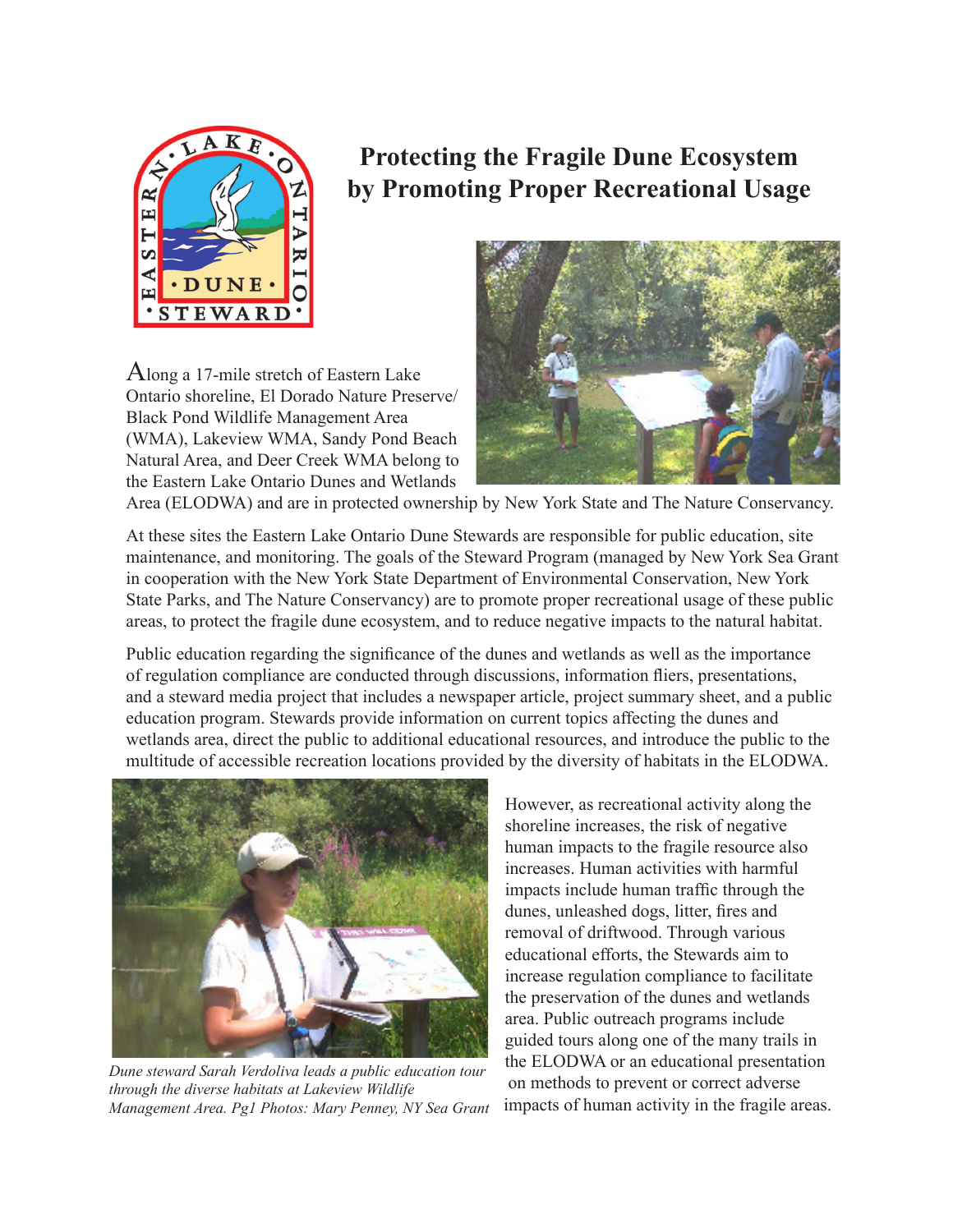# Protecting the Fragile Dune Ecosystem by Promoting Proper Recreational Usage

Along a 17-mile stretch of Eastern Lake Ontario shoreline, El Dorado Nature Preserve/ Black Pond Wildlife Management Area (WMA), Lakeview WMA, Sandy Pond Beach Natural Area, and Deer Creek WMA belong to the Eastern Lake Ontario Dunes and Wetlands Area (ELODWA) and are in protected ownership by New York State and The Nature Conservancy.

At these sites the Eastern Lake Ontario Dune Stewards are responsible for public education, site maintenance, and monitoring. The goals of the Steward Program (managed by New York Sea Grant in cooperation with the New York State Department of Environmental Conservation, New York State Parks, and The Nature Conservancy) are to promote proper recreational usage of these public areas, to protect the fragile dune ecosystem, and to reduce negative impacts to the natural habitat.

Public education regarding the significance of the dunes and wetlands as well as the importance of regulation compliance are conducted through discussions, information fliers, presentations, and a steward media project that includes a newspaper article, project summary sheet, and a public education program. Stewards provide information on current topics affecting the dunes and wetlands area, direct the public to additional educational resources, and introduce the public to the multitude of accessible recreation locations provided by the diversity of habitats in the ELODWA.

*Dune steward Sarah Verdoliva leads a public education tour through the diverse habitats at Lakeview Wildlife Management Area. Pg1 Photos: Mary Penney, NY Sea Grant*

However, as recreational activity along the shoreline increases, the risk of negative human impacts to the fragile resource also increases. Human activities with harmful impacts include human traffic through the dunes, unleashed dogs, litter, fires and removal of driftwood. Through various educational efforts, the Stewards aim to increase regulation compliance to facilitate the preservation of the dunes and wetlands area. Public outreach programs include guided tours along one of the many trails in the ELODWA or an educational presentation on methods to prevent or correct adverse impacts of human activity in the fragile areas.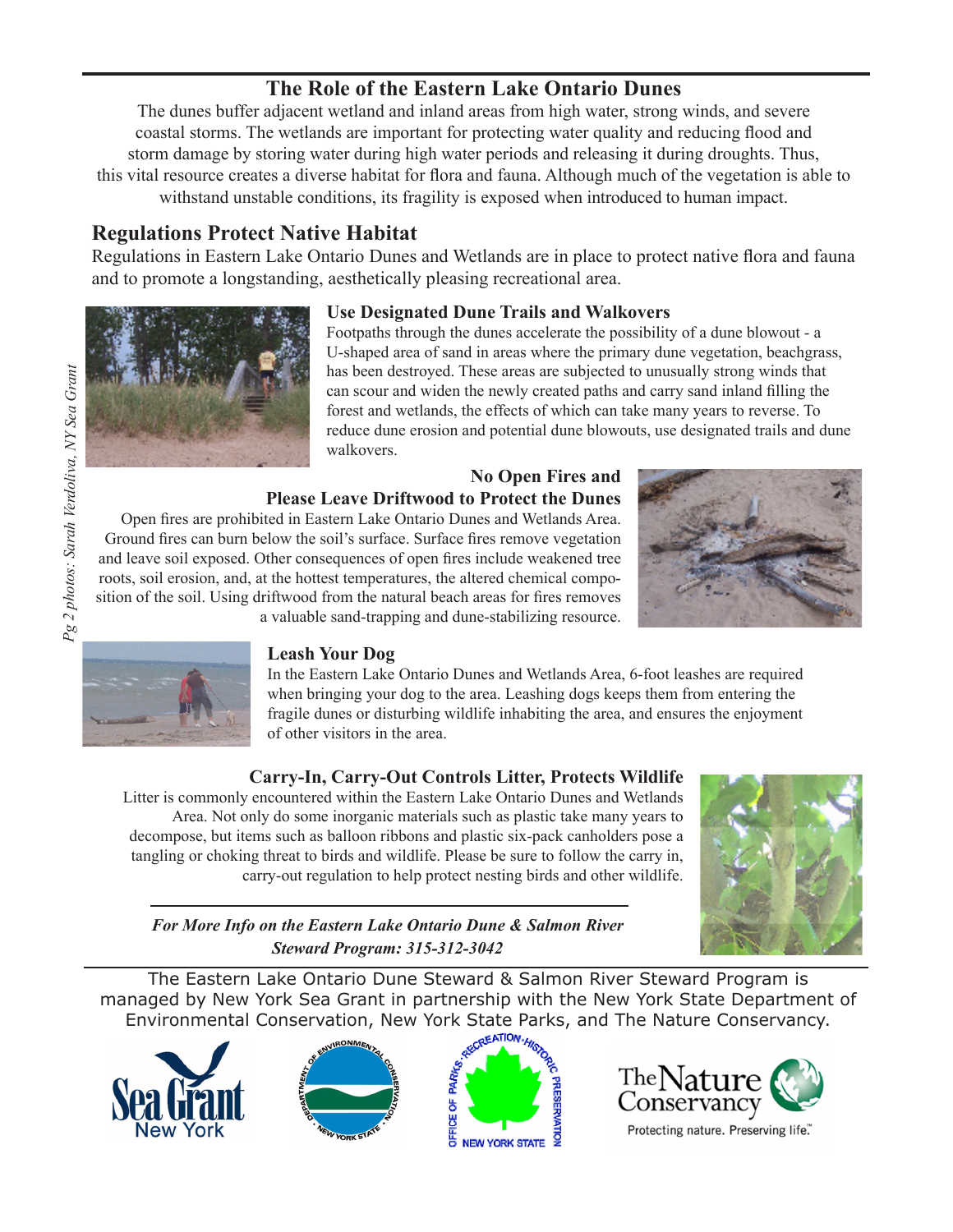## The Role of the Eastern Lake Ontario Dunes

The dunes buffer adjacent wetland and inland areas from high water, strong winds, and severe coastal storms. The wetlands are important for protecting water quality and reducing flood and storm damage by storing water during high water periods and releasing it during droughts. Thus, this vital resource creates a diverse habitat for flora and fauna. Although much of the vegetation is able to withstand unstable conditions, its fragility is exposed when introduced to human impact.

## Regulations Protect Native Habitat

Regulations in Eastern Lake Ontario Dunes and Wetlands are in place to protect native flora and fauna and to promote a longstanding, aesthetically pleasing recreational area.

### Use Designated Dune Trails and Walkovers

Footpaths through the dunes accelerate the possibility of a dune blowout - a U-shaped area of sand in areas where the primary dune vegetation, beachgrass, has been destroyed. These areas are subjected to unusually strong winds that can scour and widen the newly created paths and carry sand inland filling the forest and wetlands, the effects of which can take many years to reverse. To reduce dune erosion and potential dune blowouts, use designated trails and dune walkovers.

### No Open Fires and Please Leave Driftwood to Protect the Dunes

Open fires are prohibited in Eastern Lake Ontario Dunes and Wetlands Area. Ground fires can burn below the soil's surface. Surface fires remove vegetation and leave soil exposed. Other consequences of open fires include weakened tree roots, soil erosion, and, at the hottest temperatures, the altered chemical composition of the soil. Using driftwood from the natural beach areas for fires removes a valuable sand-trapping and dune-stabilizing resource.

### Leash Your Dog

In the Eastern Lake Ontario Dunes and Wetlands Area, 6-foot leashes are required when bringing your dog to the area. Leashing dogs keeps them from entering the fragile dunes or disturbing wildlife inhabiting the area, and ensures the enjoyment of other visitors in the area.

### Carry-In, Carry-Out Controls Litter, Protects Wildlife

Litter is commonly encountered within the Eastern Lake Ontario Dunes and Wetlands Area. Not only do some inorganic materials such as plastic take many years to decompose, but items such as balloon ribbons and plastic six-pack canholders pose a tangling or choking threat to birds and wildlife. Please be sure to follow the carry in, carry-out regulation to help protect nesting birds and other wildlife.

*Pg 2 photos: Sarah Verdoliva, NY Sea Grant*

***For More Info on the Eastern Lake Ontario Dune & Salmon River Steward Program: 315-312-3042***

The Eastern Lake Ontario Dune Steward & Salmon River Steward Program is managed by New York Sea Grant in partnership with the New York State Department of Environmental Conservation, New York State Parks, and The Nature Conservancy.

Sea Grant New York

Department of Environmental Conservation, New York State

Office of Parks, Recreation, Historic Preservation, New York State

The Nature Conservancy — Protecting nature. Preserving life.™